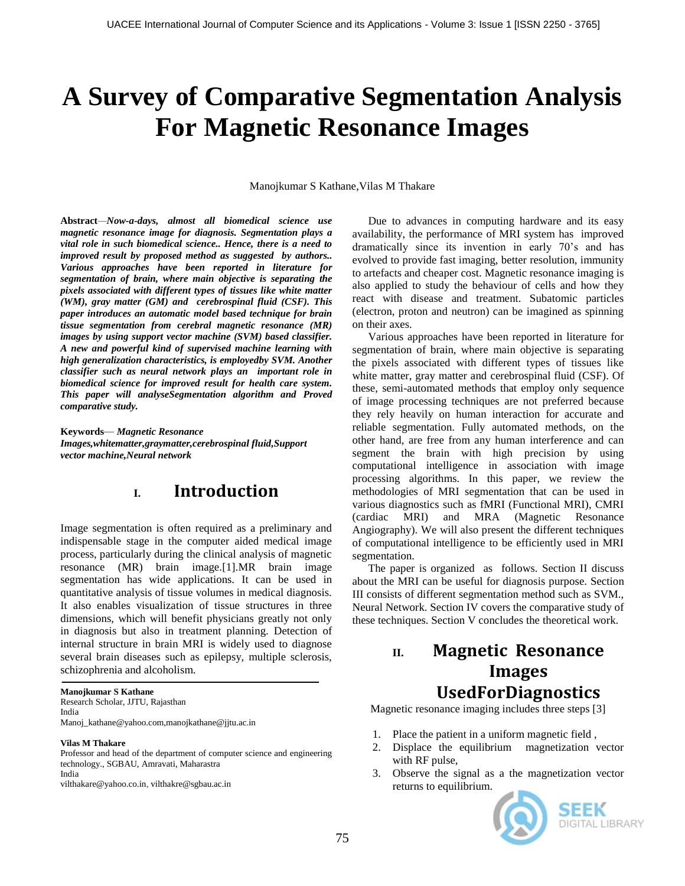# A Survey of Comparative Segmentation Analysis For Magnetic Resonance Images

Manojkumar S Kathane,Vilas M Thakare

**Abstract**—***Now-a-days, almost all biomedical science use magnetic resonance image for diagnosis. Segmentation plays a vital role in such biomedical science.. Hence, there is a need to improved result by proposed method as suggested by authors.. Various approaches have been reported in literature for segmentation of brain, where main objective is separating the pixels associated with different types of tissues like white matter (WM), gray matter (GM) and cerebrospinal fluid (CSF). This paper introduces an automatic model based technique for brain tissue segmentation from cerebral magnetic resonance (MR) images by using support vector machine (SVM) based classifier. A new and powerful kind of supervised machine learning with high generalization characteristics, is employedby SVM. Another classifier such as neural network plays an important role in biomedical science for improved result for health care system. This paper will analyseSegmentation algorithm and Proved comparative study.***

**Keywords**— *Magnetic Resonance Images,whitematter,graymatter,cerebrospinal fluid,Support vector machine,Neural network*

## I. Introduction

Image segmentation is often required as a preliminary and indispensable stage in the computer aided medical image process, particularly during the clinical analysis of magnetic resonance (MR) brain image.[1].MR brain image segmentation has wide applications. It can be used in quantitative analysis of tissue volumes in medical diagnosis. It also enables visualization of tissue structures in three dimensions, which will benefit physicians greatly not only in diagnosis but also in treatment planning. Detection of internal structure in brain MRI is widely used to diagnose several brain diseases such as epilepsy, multiple sclerosis, schizophrenia and alcoholism.

**Manojkumar S Kathane**
Research Scholar, JJTU, Rajasthan
India
Manoj_kathane@yahoo.com,manojkathane@jjtu.ac.in

**Vilas M Thakare**
Professor and head of the department of computer science and engineering technology., SGBAU, Amravati, Maharastra
India
vilthakare@yahoo.co.in, vilthakre@sgbau.ac.in

Due to advances in computing hardware and its easy availability, the performance of MRI system has improved dramatically since its invention in early 70's and has evolved to provide fast imaging, better resolution, immunity to artefacts and cheaper cost. Magnetic resonance imaging is also applied to study the behaviour of cells and how they react with disease and treatment. Subatomic particles (electron, proton and neutron) can be imagined as spinning on their axes.

Various approaches have been reported in literature for segmentation of brain, where main objective is separating the pixels associated with different types of tissues like white matter, gray matter and cerebrospinal fluid (CSF). Of these, semi-automated methods that employ only sequence of image processing techniques are not preferred because they rely heavily on human interaction for accurate and reliable segmentation. Fully automated methods, on the other hand, are free from any human interference and can segment the brain with high precision by using computational intelligence in association with image processing algorithms. In this paper, we review the methodologies of MRI segmentation that can be used in various diagnostics such as fMRI (Functional MRI), CMRI (cardiac MRI) and MRA (Magnetic Resonance Angiography). We will also present the different techniques of computational intelligence to be efficiently used in MRI segmentation.

The paper is organized as follows. Section II discuss about the MRI can be useful for diagnosis purpose. Section III consists of different segmentation method such as SVM., Neural Network. Section IV covers the comparative study of these techniques. Section V concludes the theoretical work.

## II. Magnetic Resonance Images UsedForDiagnostics

Magnetic resonance imaging includes three steps [3]

1. Place the patient in a uniform magnetic field ,
2. Displace the equilibrium magnetization vector with RF pulse,
3. Observe the signal as a the magnetization vector returns to equilibrium.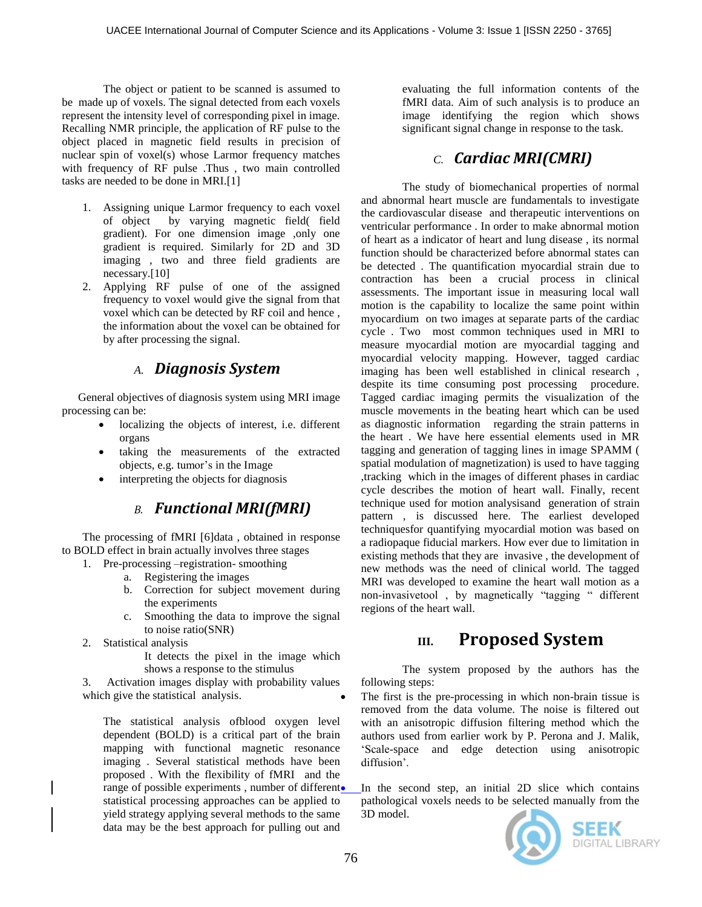The object or patient to be scanned is assumed to be made up of voxels. The signal detected from each voxels represent the intensity level of corresponding pixel in image. Recalling NMR principle, the application of RF pulse to the object placed in magnetic field results in precision of nuclear spin of voxel(s) whose Larmor frequency matches with frequency of RF pulse .Thus , two main controlled tasks are needed to be done in MRI.[1]

1. Assigning unique Larmor frequency to each voxel of object by varying magnetic field( field gradient). For one dimension image ,only one gradient is required. Similarly for 2D and 3D imaging , two and three field gradients are necessary.[10]
2. Applying RF pulse of one of the assigned frequency to voxel would give the signal from that voxel which can be detected by RF coil and hence , the information about the voxel can be obtained for by after processing the signal.

### *A. Diagnosis System*

General objectives of diagnosis system using MRI image processing can be:

- localizing the objects of interest, i.e. different organs
- taking the measurements of the extracted objects, e.g. tumor's in the Image
- interpreting the objects for diagnosis

### *B. Functional MRI(fMRI)*

The processing of fMRI [6]data , obtained in response to BOLD effect in brain actually involves three stages

1. Pre-processing –registration- smoothing
   a. Registering the images
   b. Correction for subject movement during the experiments
   c. Smoothing the data to improve the signal to noise ratio(SNR)
2. Statistical analysis

   It detects the pixel in the image which shows a response to the stimulus
3. Activation images display with probability values which give the statistical analysis.

The statistical analysis ofblood oxygen level dependent (BOLD) is a critical part of the brain mapping with functional magnetic resonance imaging . Several statistical methods have been proposed . With the flexibility of fMRI and the range of possible experiments , number of different statistical processing approaches can be applied to yield strategy applying several methods to the same data may be the best approach for pulling out and evaluating the full information contents of the fMRI data. Aim of such analysis is to produce an image identifying the region which shows significant signal change in response to the task.

### *C. Cardiac MRI(CMRI)*

The study of biomechanical properties of normal and abnormal heart muscle are fundamentals to investigate the cardiovascular disease and therapeutic interventions on ventricular performance . In order to make abnormal motion of heart as a indicator of heart and lung disease , its normal function should be characterized before abnormal states can be detected . The quantification myocardial strain due to contraction has been a crucial process in clinical assessments. The important issue in measuring local wall motion is the capability to localize the same point within myocardium on two images at separate parts of the cardiac cycle . Two most common techniques used in MRI to measure myocardial motion are myocardial tagging and myocardial velocity mapping. However, tagged cardiac imaging has been well established in clinical research , despite its time consuming post processing procedure. Tagged cardiac imaging permits the visualization of the muscle movements in the beating heart which can be used as diagnostic information regarding the strain patterns in the heart . We have here essential elements used in MR tagging and generation of tagging lines in image SPAMM ( spatial modulation of magnetization) is used to have tagging ,tracking which in the images of different phases in cardiac cycle describes the motion of heart wall. Finally, recent technique used for motion analysisand generation of strain pattern , is discussed here. The earliest developed techniquesfor quantifying myocardial motion was based on a radiopaque fiducial markers. How ever due to limitation in existing methods that they are invasive , the development of new methods was the need of clinical world. The tagged MRI was developed to examine the heart wall motion as a non-invasivetool , by magnetically "tagging " different regions of the heart wall.

## III. Proposed System

The system proposed by the authors has the following steps:

- The first is the pre-processing in which non-brain tissue is removed from the data volume. The noise is filtered out with an anisotropic diffusion filtering method which the authors used from earlier work by P. Perona and J. Malik, 'Scale-space and edge detection using anisotropic diffusion'.
- In the second step, an initial 2D slice which contains pathological voxels needs to be selected manually from the 3D model.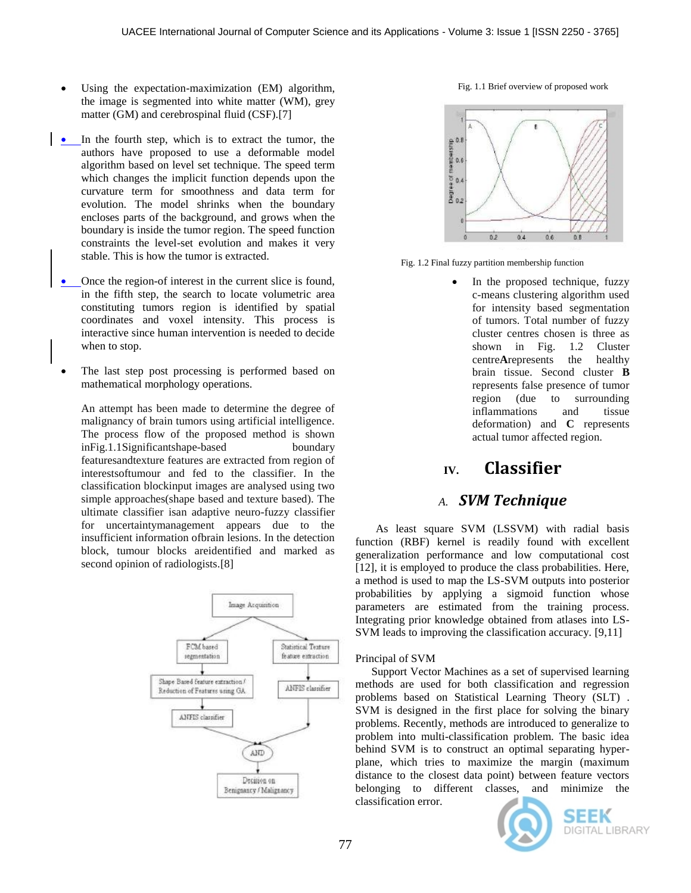- Using the expectation-maximization (EM) algorithm, the image is segmented into white matter (WM), grey matter (GM) and cerebrospinal fluid (CSF).[7]
- In the fourth step, which is to extract the tumor, the authors have proposed to use a deformable model algorithm based on level set technique. The speed term which changes the implicit function depends upon the curvature term for smoothness and data term for evolution. The model shrinks when the boundary encloses parts of the background, and grows when the boundary is inside the tumor region. The speed function constraints the level-set evolution and makes it very stable. This is how the tumor is extracted.
- Once the region-of interest in the current slice is found, in the fifth step, the search to locate volumetric area constituting tumors region is identified by spatial coordinates and voxel intensity. This process is interactive since human intervention is needed to decide when to stop.
- The last step post processing is performed based on mathematical morphology operations.

An attempt has been made to determine the degree of malignancy of brain tumors using artificial intelligence. The process flow of the proposed method is shown inFig.1.1Significantshape-based boundary featuresandtexture features are extracted from region of interestsoftumour and fed to the classifier. In the classification blockinput images are analysed using two simple approaches(shape based and texture based). The ultimate classifier isan adaptive neuro-fuzzy classifier for uncertaintymanagement appears due to the insufficient information ofbrain lesions. In the detection block, tumour blocks areidentified and marked as second opinion of radiologists.[8]

Fig. 1.1 Brief overview of proposed work

Fig. 1.2 Final fuzzy partition membership function

- In the proposed technique, fuzzy c-means clustering algorithm used for intensity based segmentation of tumors. Total number of fuzzy cluster centres chosen is three as shown in Fig. 1.2 Cluster centre**A**represents the healthy brain tissue. Second cluster **B** represents false presence of tumor region (due to surrounding inflammations and tissue deformation) and **C** represents actual tumor affected region.

## IV. Classifier

### A. *SVM Technique*

As least square SVM (LSSVM) with radial basis function (RBF) kernel is readily found with excellent generalization performance and low computational cost [12], it is employed to produce the class probabilities. Here, a method is used to map the LS-SVM outputs into posterior probabilities by applying a sigmoid function whose parameters are estimated from the training process. Integrating prior knowledge obtained from atlases into LS-SVM leads to improving the classification accuracy. [9,11]

Principal of SVM

Support Vector Machines as a set of supervised learning methods are used for both classification and regression problems based on Statistical Learning Theory (SLT) . SVM is designed in the first place for solving the binary problems. Recently, methods are introduced to generalize to problem into multi-classification problem. The basic idea behind SVM is to construct an optimal separating hyper-plane, which tries to maximize the margin (maximum distance to the closest data point) between feature vectors belonging to different classes, and minimize the classification error.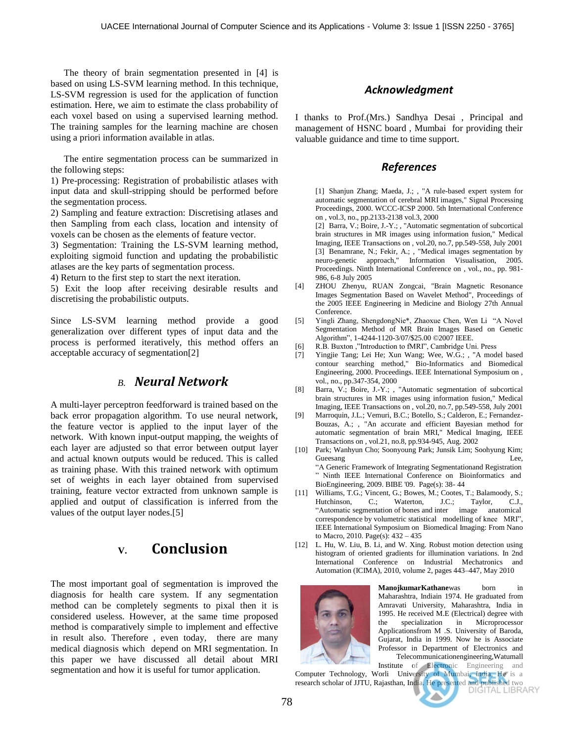The theory of brain segmentation presented in [4] is based on using LS-SVM learning method. In this technique, LS-SVM regression is used for the application of function estimation. Here, we aim to estimate the class probability of each voxel based on using a supervised learning method. The training samples for the learning machine are chosen using a priori information available in atlas.

The entire segmentation process can be summarized in the following steps:

1) Pre-processing: Registration of probabilistic atlases with input data and skull-stripping should be performed before the segmentation process.

2) Sampling and feature extraction: Discretising atlases and then Sampling from each class, location and intensity of voxels can be chosen as the elements of feature vector.

3) Segmentation: Training the LS-SVM learning method, exploiting sigmoid function and updating the probabilistic atlases are the key parts of segmentation process.

4) Return to the first step to start the next iteration.

5) Exit the loop after receiving desirable results and discretising the probabilistic outputs.

Since LS-SVM learning method provide a good generalization over different types of input data and the process is performed iteratively, this method offers an acceptable accuracy of segmentation[2]

### B. *Neural Network*

A multi-layer perceptron feedforward is trained based on the back error propagation algorithm. To use neural network, the feature vector is applied to the input layer of the network. With known input-output mapping, the weights of each layer are adjusted so that error between output layer and actual known outputs would be reduced. This is called as training phase. With this trained network with optimum set of weights in each layer obtained from supervised training, feature vector extracted from unknown sample is applied and output of classification is inferred from the values of the output layer nodes.[5]

## V. Conclusion

The most important goal of segmentation is improved the diagnosis for health care system. If any segmentation method can be completely segments to pixal then it is considered useless. However, at the same time proposed method is comparatively simple to implement and effective in result also. Therefore , even today, there are many medical diagnosis which depend on MRI segmentation. In this paper we have discussed all detail about MRI segmentation and how it is useful for tumor application.

## *Acknowledgment*

I thanks to Prof.(Mrs.) Sandhya Desai , Principal and management of HSNC board , Mumbai for providing their valuable guidance and time to time support.

## *References*

[1] Shanjun Zhang; Maeda, J.; , "A rule-based expert system for automatic segmentation of cerebral MRI images," Signal Processing Proceedings, 2000. WCCC-ICSP 2000. 5th International Conference on , vol.3, no., pp.2133-2138 vol.3, 2000

[2] Barra, V.; Boire, J.-Y.; , "Automatic segmentation of subcortical brain structures in MR images using information fusion," Medical Imaging, IEEE Transactions on , vol.20, no.7, pp.549-558, July 2001

[3] Benamrane, N.; Fekir, A.; , "Medical images segmentation by neuro-genetic approach," Information Visualisation, 2005. Proceedings. Ninth International Conference on , vol., no., pp. 981-986, 6-8 July 2005

[4] ZHOU Zhenyu, RUAN Zongcai, "Brain Magnetic Resonance Images Segmentation Based on Wavelet Method", Proceedings of the 2005 IEEE Engineering in Medicine and Biology 27th Annual Conference.

[5] Yingli Zhang, ShengdongNie*, Zhaoxue Chen, Wen Li "A Novel Segmentation Method of MR Brain Images Based on Genetic Algorithm", 1-4244-1120-3/07/$25.00 ©2007 IEEE.

[6] R.B. Buxton ,"Introduction to fMRI", Cambridge Uni. Press

[7] Yingjie Tang; Lei He; Xun Wang; Wee, W.G.; , "A model based contour searching method," Bio-Informatics and Biomedical Engineering, 2000. Proceedings. IEEE International Symposium on , vol., no., pp.347-354, 2000

[8] Barra, V.; Boire, J.-Y.; , "Automatic segmentation of subcortical brain structures in MR images using information fusion," Medical Imaging, IEEE Transactions on , vol.20, no.7, pp.549-558, July 2001

[9] Marroquin, J.L.; Vemuri, B.C.; Botello, S.; Calderon, E.; Fernandez-Bouzas, A.; , "An accurate and efficient Bayesian method for automatic segmentation of brain MRI," Medical Imaging, IEEE Transactions on , vol.21, no.8, pp.934-945, Aug. 2002

[10] Park; Wanhyun Cho; Soonyoung Park; Junsik Lim; Soohyung Kim; Gueesang Lee, "A Generic Framework of Integrating Segmentationand Registration " Ninth IEEE International Conference on Bioinformatics and BioEngineering, 2009. BIBE '09. Page(s): 38- 44

[11] Williams, T.G.; Vincent, G.; Bowes, M.; Cootes, T.; Balamoody, S.; Hutchinson, C.; Waterton, J.C.; Taylor, C.J., "Automatic segmentation of bones and inter image anatomical correspondence by volumetric statistical modelling of knee MRI", IEEE International Symposium on Biomedical Imaging: From Nano to Macro, 2010. Page(s): 432 – 435

[12] L. Hu, W. Liu, B. Li, and W. Xing. Robust motion detection using histogram of oriented gradients for illumination variations. In 2nd International Conference on Industrial Mechatronics and Automation (ICIMA), 2010, volume 2, pages 443–447, May 2010

**ManojkumarKathane**was born in Maharashtra, Indiain 1974. He graduated from Amravati University, Maharashtra, India in 1995. He received M.E (Electrical) degree with the specialization in Microprocessor Applicationsfrom M .S. University of Baroda, Gujarat, India in 1999. Now he is Associate Professor in Department of Electronics and Telecommunicationengineering,Watumall Institute of Electronic Engineering and Computer Technology, Worli University of Mumbai, India. He is a research scholar of JJTU, Rajasthan, India. He presented and published two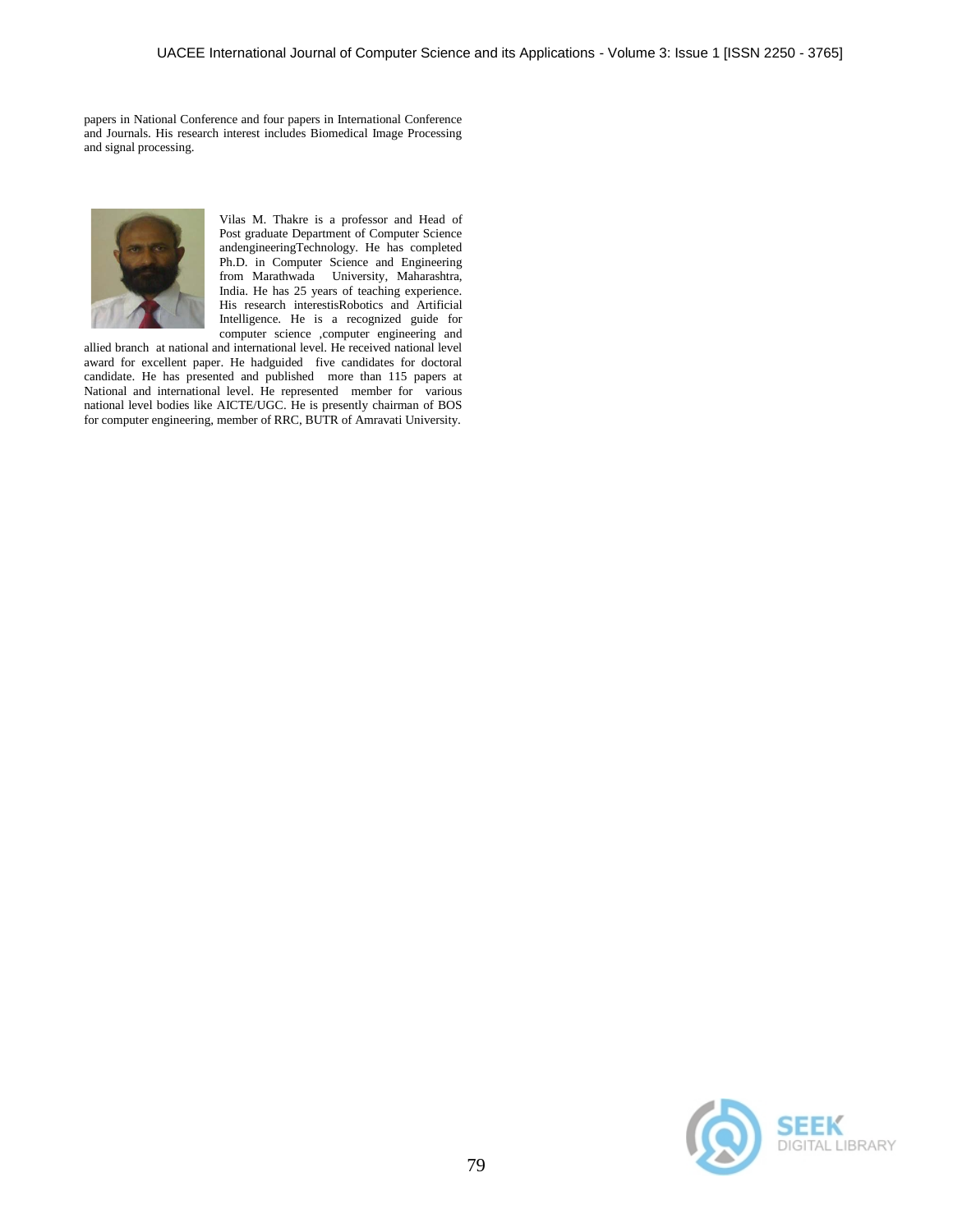papers in National Conference and four papers in International Conference and Journals. His research interest includes Biomedical Image Processing and signal processing.

Vilas M. Thakre is a professor and Head of Post graduate Department of Computer Science andengineeringTechnology. He has completed Ph.D. in Computer Science and Engineering from Marathwada University, Maharashtra, India. He has 25 years of teaching experience. His research interestisRobotics and Artificial Intelligence. He is a recognized guide for computer science ,computer engineering and allied branch at national and international level. He received national level award for excellent paper. He hadguided five candidates for doctoral candidate. He has presented and published more than 115 papers at National and international level. He represented member for various national level bodies like AICTE/UGC. He is presently chairman of BOS for computer engineering, member of RRC, BUTR of Amravati University.